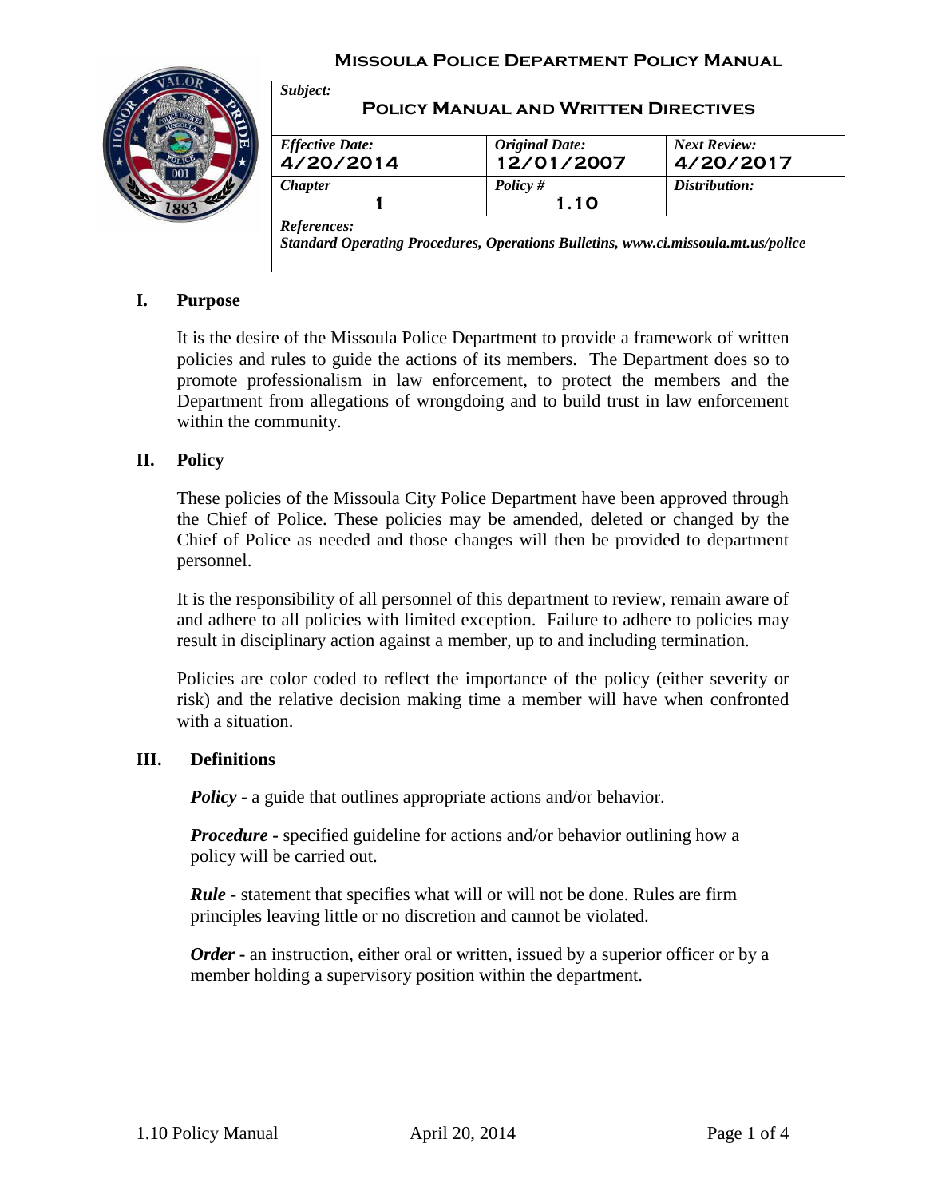# Missoula Police Department Policy Manual

| *Subject:* **Policy Manual and Written Directives** | | |
|---|---|---|
| *Effective Date:* **4/20/2014** | *Original Date:* **12/01/2007** | *Next Review:* **4/20/2017** |
| *Chapter* **1** | *Policy #* **1.10** | *Distribution:* |
| *References:* ***Standard Operating Procedures, Operations Bulletins, www.ci.missoula.mt.us/police*** | | |

## I. Purpose

It is the desire of the Missoula Police Department to provide a framework of written policies and rules to guide the actions of its members. The Department does so to promote professionalism in law enforcement, to protect the members and the Department from allegations of wrongdoing and to build trust in law enforcement within the community.

## II. Policy

These policies of the Missoula City Police Department have been approved through the Chief of Police. These policies may be amended, deleted or changed by the Chief of Police as needed and those changes will then be provided to department personnel.

It is the responsibility of all personnel of this department to review, remain aware of and adhere to all policies with limited exception. Failure to adhere to policies may result in disciplinary action against a member, up to and including termination.

Policies are color coded to reflect the importance of the policy (either severity or risk) and the relative decision making time a member will have when confronted with a situation.

## III. Definitions

***Policy*** - a guide that outlines appropriate actions and/or behavior.

***Procedure*** - specified guideline for actions and/or behavior outlining how a policy will be carried out.

***Rule*** - statement that specifies what will or will not be done. Rules are firm principles leaving little or no discretion and cannot be violated.

***Order*** - an instruction, either oral or written, issued by a superior officer or by a member holding a supervisory position within the department.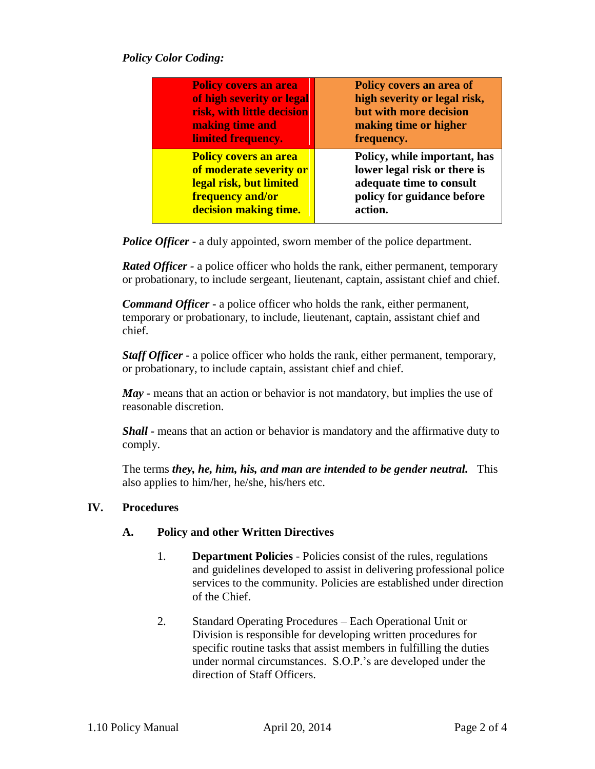*Policy Color Coding:*

| | |
|---|---|
| **Policy covers an area of high severity or legal risk, with little decision making time and limited frequency.** | **Policy covers an area of high severity or legal risk, but with more decision making time or higher frequency.** |
| **Policy covers an area of moderate severity or legal risk, but limited frequency and/or decision making time.** | **Policy, while important, has lower legal risk or there is adequate time to consult policy for guidance before action.** |

***Police Officer*** - a duly appointed, sworn member of the police department.

***Rated Officer*** - a police officer who holds the rank, either permanent, temporary or probationary, to include sergeant, lieutenant, captain, assistant chief and chief.

***Command Officer*** - a police officer who holds the rank, either permanent, temporary or probationary, to include, lieutenant, captain, assistant chief and chief.

***Staff Officer*** - a police officer who holds the rank, either permanent, temporary, or probationary, to include captain, assistant chief and chief.

***May*** - means that an action or behavior is not mandatory, but implies the use of reasonable discretion.

***Shall*** - means that an action or behavior is mandatory and the affirmative duty to comply.

The terms ***they, he, him, his, and man are intended to be gender neutral.*** This also applies to him/her, he/she, his/hers etc.

## IV. Procedures

### A. Policy and other Written Directives

1. **Department Policies** - Policies consist of the rules, regulations and guidelines developed to assist in delivering professional police services to the community. Policies are established under direction of the Chief.

2. Standard Operating Procedures – Each Operational Unit or Division is responsible for developing written procedures for specific routine tasks that assist members in fulfilling the duties under normal circumstances. S.O.P.'s are developed under the direction of Staff Officers.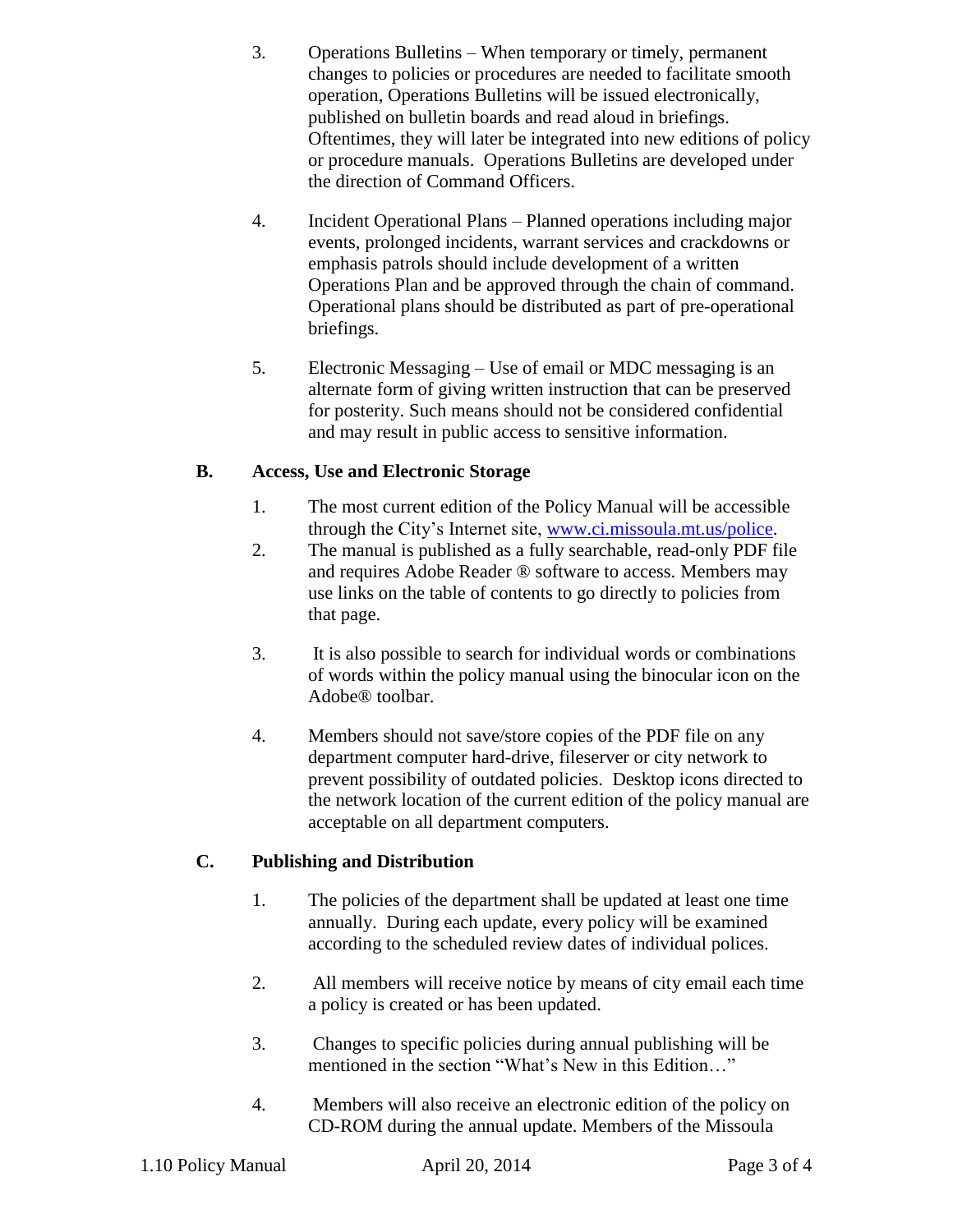3. Operations Bulletins – When temporary or timely, permanent changes to policies or procedures are needed to facilitate smooth operation, Operations Bulletins will be issued electronically, published on bulletin boards and read aloud in briefings. Oftentimes, they will later be integrated into new editions of policy or procedure manuals. Operations Bulletins are developed under the direction of Command Officers.

4. Incident Operational Plans – Planned operations including major events, prolonged incidents, warrant services and crackdowns or emphasis patrols should include development of a written Operations Plan and be approved through the chain of command. Operational plans should be distributed as part of pre-operational briefings.

5. Electronic Messaging – Use of email or MDC messaging is an alternate form of giving written instruction that can be preserved for posterity. Such means should not be considered confidential and may result in public access to sensitive information.

## B. Access, Use and Electronic Storage

1. The most current edition of the Policy Manual will be accessible through the City's Internet site, [www.ci.missoula.mt.us/police](www.ci.missoula.mt.us/police).
2. The manual is published as a fully searchable, read-only PDF file and requires Adobe Reader ® software to access. Members may use links on the table of contents to go directly to policies from that page.

3. It is also possible to search for individual words or combinations of words within the policy manual using the binocular icon on the Adobe® toolbar.

4. Members should not save/store copies of the PDF file on any department computer hard-drive, fileserver or city network to prevent possibility of outdated policies. Desktop icons directed to the network location of the current edition of the policy manual are acceptable on all department computers.

## C. Publishing and Distribution

1. The policies of the department shall be updated at least one time annually. During each update, every policy will be examined according to the scheduled review dates of individual polices.

2. All members will receive notice by means of city email each time a policy is created or has been updated.

3. Changes to specific policies during annual publishing will be mentioned in the section "What's New in this Edition…"

4. Members will also receive an electronic edition of the policy on CD-ROM during the annual update. Members of the Missoula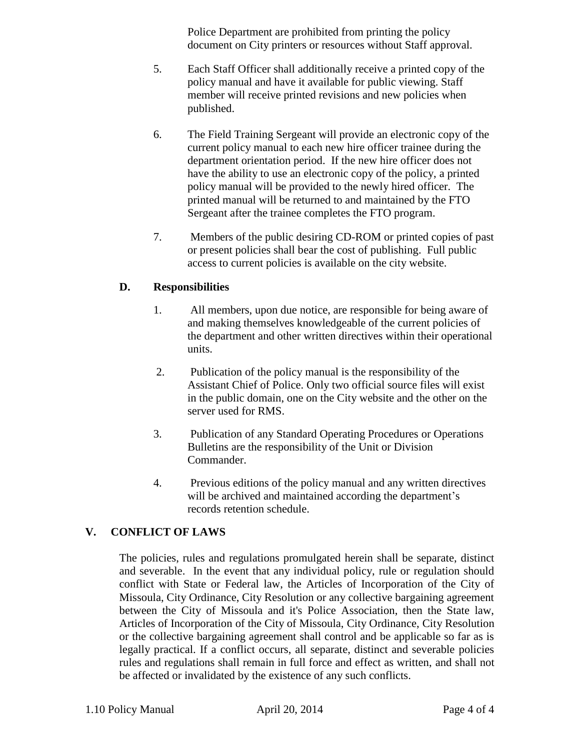Police Department are prohibited from printing the policy document on City printers or resources without Staff approval.

5. Each Staff Officer shall additionally receive a printed copy of the policy manual and have it available for public viewing. Staff member will receive printed revisions and new policies when published.

6. The Field Training Sergeant will provide an electronic copy of the current policy manual to each new hire officer trainee during the department orientation period. If the new hire officer does not have the ability to use an electronic copy of the policy, a printed policy manual will be provided to the newly hired officer. The printed manual will be returned to and maintained by the FTO Sergeant after the trainee completes the FTO program.

7. Members of the public desiring CD-ROM or printed copies of past or present policies shall bear the cost of publishing. Full public access to current policies is available on the city website.

### D. Responsibilities

1. All members, upon due notice, are responsible for being aware of and making themselves knowledgeable of the current policies of the department and other written directives within their operational units.

2. Publication of the policy manual is the responsibility of the Assistant Chief of Police. Only two official source files will exist in the public domain, one on the City website and the other on the server used for RMS.

3. Publication of any Standard Operating Procedures or Operations Bulletins are the responsibility of the Unit or Division Commander.

4. Previous editions of the policy manual and any written directives will be archived and maintained according the department's records retention schedule.

## V. CONFLICT OF LAWS

The policies, rules and regulations promulgated herein shall be separate, distinct and severable. In the event that any individual policy, rule or regulation should conflict with State or Federal law, the Articles of Incorporation of the City of Missoula, City Ordinance, City Resolution or any collective bargaining agreement between the City of Missoula and it's Police Association, then the State law, Articles of Incorporation of the City of Missoula, City Ordinance, City Resolution or the collective bargaining agreement shall control and be applicable so far as is legally practical. If a conflict occurs, all separate, distinct and severable policies rules and regulations shall remain in full force and effect as written, and shall not be affected or invalidated by the existence of any such conflicts.